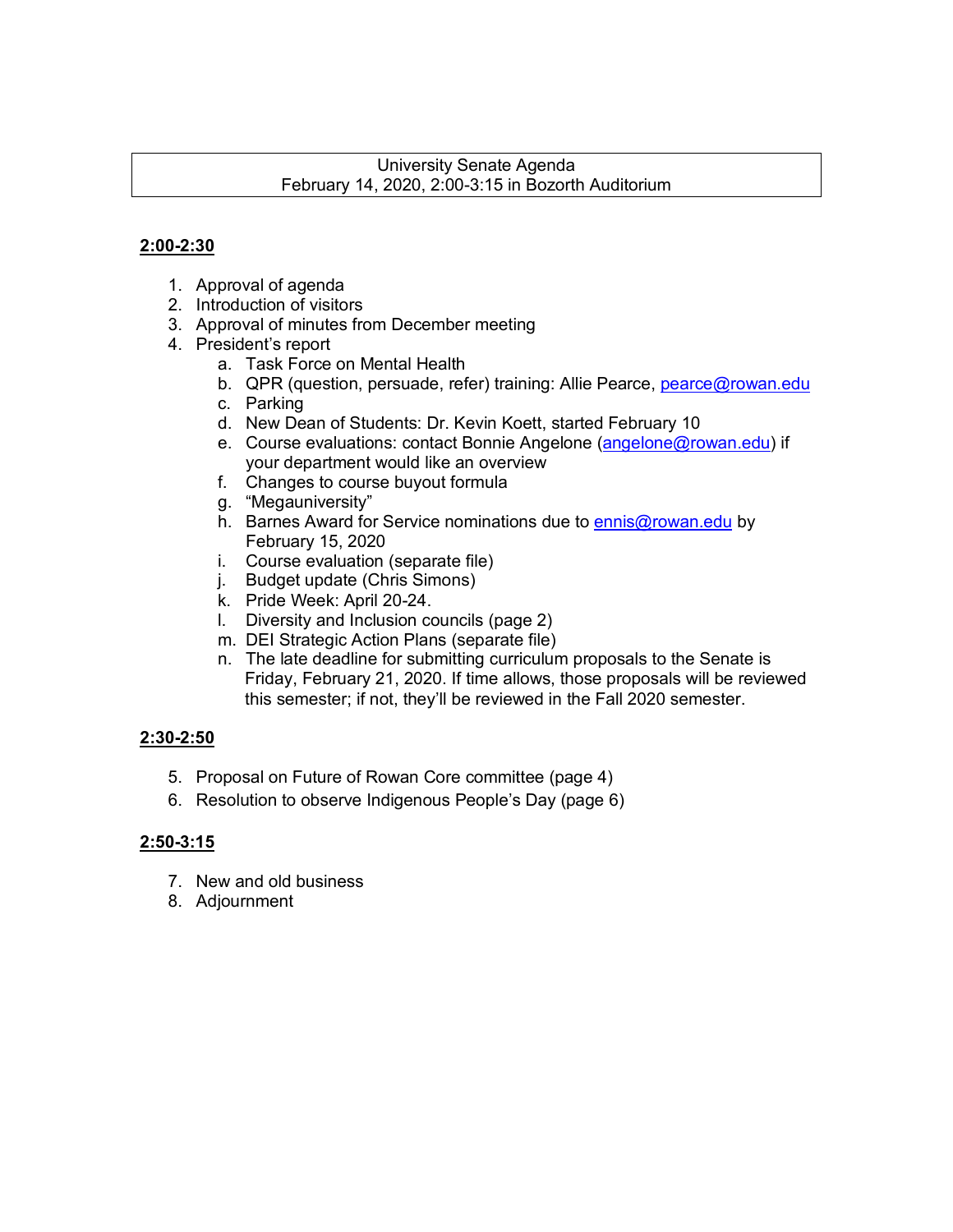# University Senate Agenda
## February 14, 2020, 2:00-3:15 in Bozorth Auditorium

**2:00-2:30**

1. Approval of agenda
2. Introduction of visitors
3. Approval of minutes from December meeting
4. President's report
   a. Task Force on Mental Health
   b. QPR (question, persuade, refer) training: Allie Pearce, pearce@rowan.edu
   c. Parking
   d. New Dean of Students: Dr. Kevin Koett, started February 10
   e. Course evaluations: contact Bonnie Angelone (angelone@rowan.edu) if your department would like an overview
   f. Changes to course buyout formula
   g. "Megauniversity"
   h. Barnes Award for Service nominations due to ennis@rowan.edu by February 15, 2020
   i. Course evaluation (separate file)
   j. Budget update (Chris Simons)
   k. Pride Week: April 20-24.
   l. Diversity and Inclusion councils (page 2)
   m. DEI Strategic Action Plans (separate file)
   n. The late deadline for submitting curriculum proposals to the Senate is Friday, February 21, 2020. If time allows, those proposals will be reviewed this semester; if not, they'll be reviewed in the Fall 2020 semester.

**2:30-2:50**

5. Proposal on Future of Rowan Core committee (page 4)
6. Resolution to observe Indigenous People's Day (page 6)

**2:50-3:15**

7. New and old business
8. Adjournment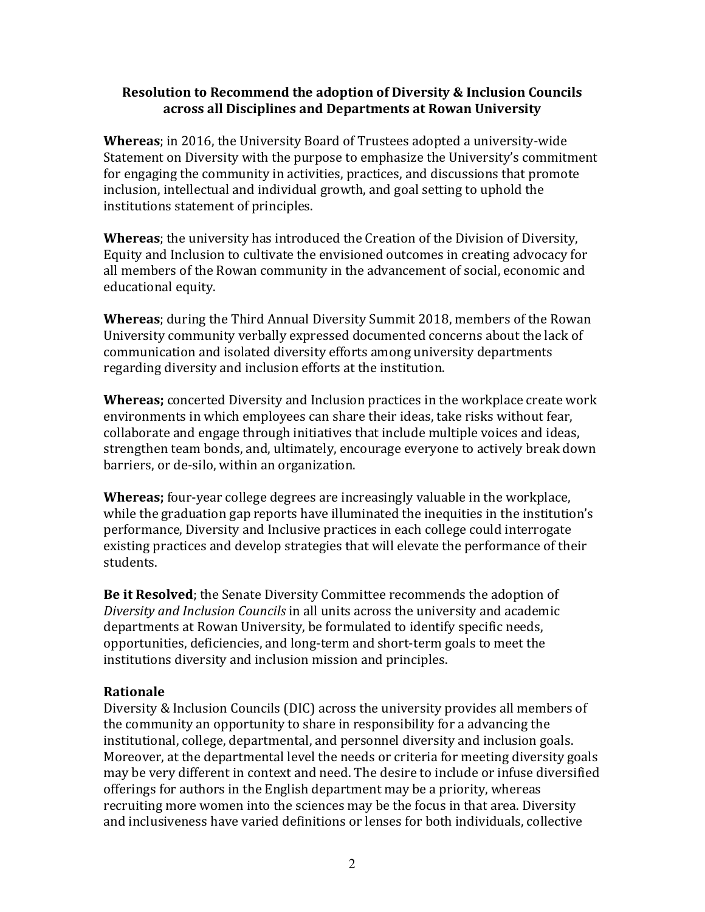**Resolution to Recommend the adoption of Diversity & Inclusion Councils across all Disciplines and Departments at Rowan University**

**Whereas**; in 2016, the University Board of Trustees adopted a university-wide Statement on Diversity with the purpose to emphasize the University's commitment for engaging the community in activities, practices, and discussions that promote inclusion, intellectual and individual growth, and goal setting to uphold the institutions statement of principles.

**Whereas**; the university has introduced the Creation of the Division of Diversity, Equity and Inclusion to cultivate the envisioned outcomes in creating advocacy for all members of the Rowan community in the advancement of social, economic and educational equity.

**Whereas**; during the Third Annual Diversity Summit 2018, members of the Rowan University community verbally expressed documented concerns about the lack of communication and isolated diversity efforts among university departments regarding diversity and inclusion efforts at the institution.

**Whereas;** concerted Diversity and Inclusion practices in the workplace create work environments in which employees can share their ideas, take risks without fear, collaborate and engage through initiatives that include multiple voices and ideas, strengthen team bonds, and, ultimately, encourage everyone to actively break down barriers, or de-silo, within an organization.

**Whereas;** four-year college degrees are increasingly valuable in the workplace, while the graduation gap reports have illuminated the inequities in the institution's performance, Diversity and Inclusive practices in each college could interrogate existing practices and develop strategies that will elevate the performance of their students.

**Be it Resolved**; the Senate Diversity Committee recommends the adoption of *Diversity and Inclusion Councils* in all units across the university and academic departments at Rowan University, be formulated to identify specific needs, opportunities, deficiencies, and long-term and short-term goals to meet the institutions diversity and inclusion mission and principles.

**Rationale**

Diversity & Inclusion Councils (DIC) across the university provides all members of the community an opportunity to share in responsibility for a advancing the institutional, college, departmental, and personnel diversity and inclusion goals. Moreover, at the departmental level the needs or criteria for meeting diversity goals may be very different in context and need. The desire to include or infuse diversified offerings for authors in the English department may be a priority, whereas recruiting more women into the sciences may be the focus in that area. Diversity and inclusiveness have varied definitions or lenses for both individuals, collective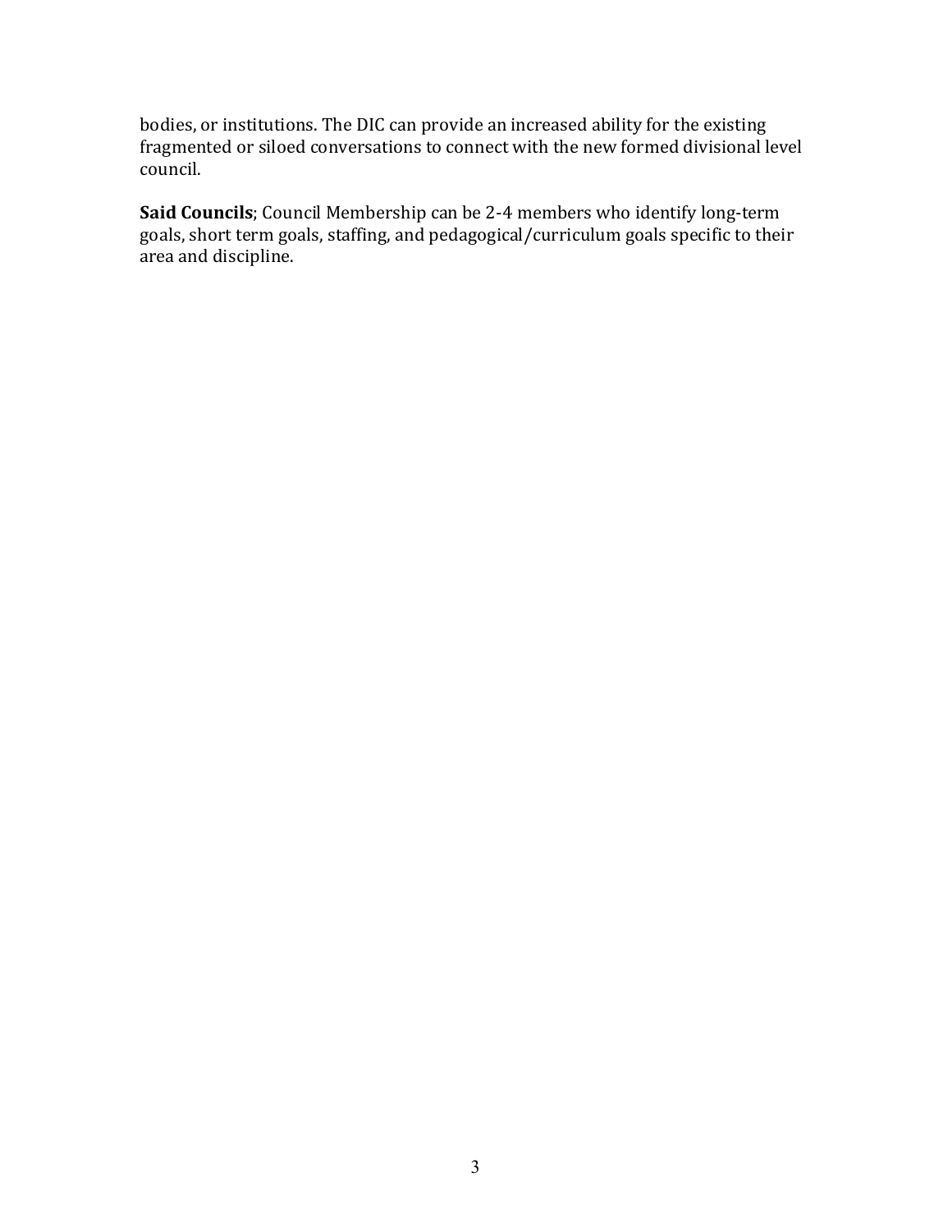bodies, or institutions. The DIC can provide an increased ability for the existing fragmented or siloed conversations to connect with the new formed divisional level council.

**Said Councils**; Council Membership can be 2-4 members who identify long-term goals, short term goals, staffing, and pedagogical/curriculum goals specific to their area and discipline.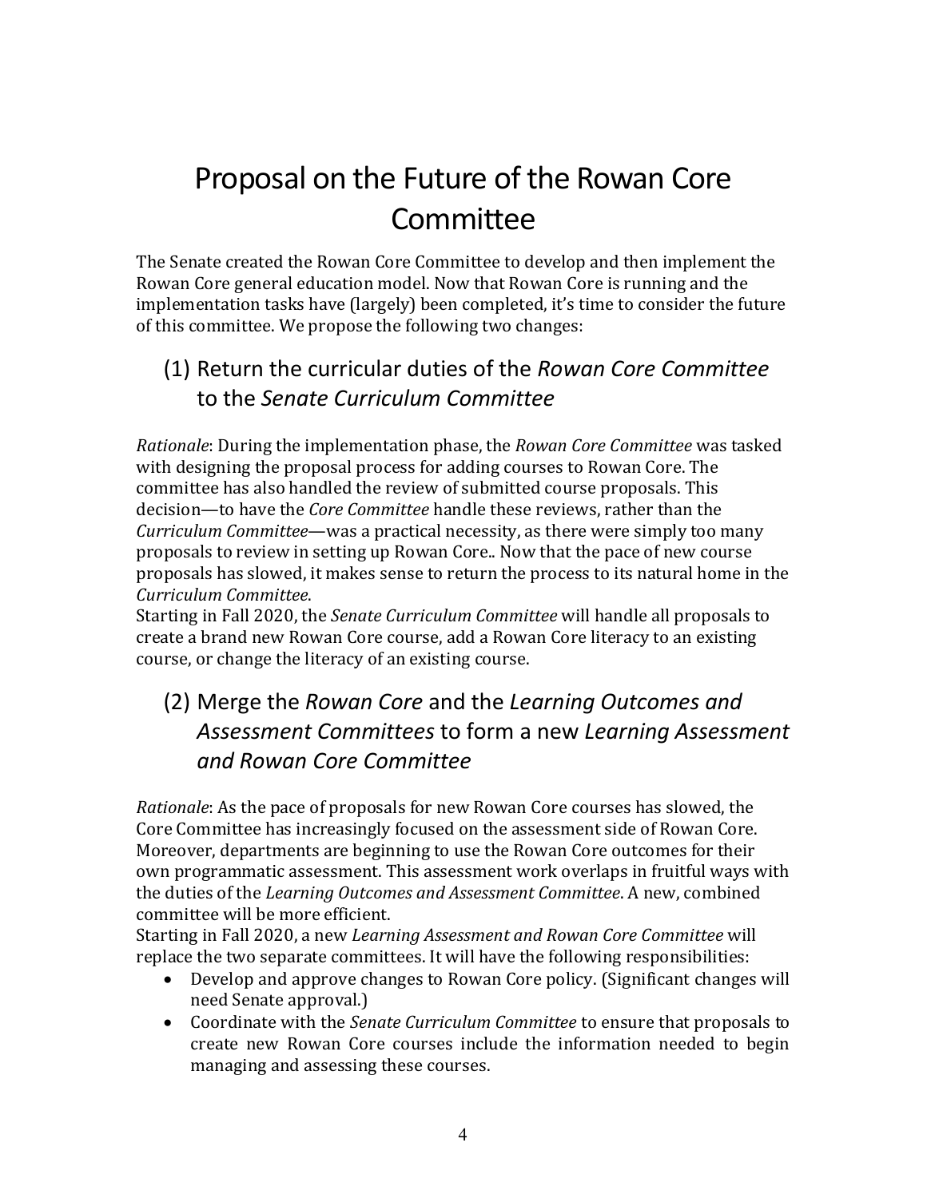# Proposal on the Future of the Rowan Core Committee

The Senate created the Rowan Core Committee to develop and then implement the Rowan Core general education model. Now that Rowan Core is running and the implementation tasks have (largely) been completed, it's time to consider the future of this committee. We propose the following two changes:

## (1) Return the curricular duties of the *Rowan Core Committee* to the *Senate Curriculum Committee*

*Rationale*: During the implementation phase, the *Rowan Core Committee* was tasked with designing the proposal process for adding courses to Rowan Core. The committee has also handled the review of submitted course proposals. This decision—to have the *Core Committee* handle these reviews, rather than the *Curriculum Committee*—was a practical necessity, as there were simply too many proposals to review in setting up Rowan Core.. Now that the pace of new course proposals has slowed, it makes sense to return the process to its natural home in the *Curriculum Committee*.

Starting in Fall 2020, the *Senate Curriculum Committee* will handle all proposals to create a brand new Rowan Core course, add a Rowan Core literacy to an existing course, or change the literacy of an existing course.

## (2) Merge the *Rowan Core* and the *Learning Outcomes and Assessment Committees* to form a new *Learning Assessment and Rowan Core Committee*

*Rationale*: As the pace of proposals for new Rowan Core courses has slowed, the Core Committee has increasingly focused on the assessment side of Rowan Core. Moreover, departments are beginning to use the Rowan Core outcomes for their own programmatic assessment. This assessment work overlaps in fruitful ways with the duties of the *Learning Outcomes and Assessment Committee*. A new, combined committee will be more efficient.

Starting in Fall 2020, a new *Learning Assessment and Rowan Core Committee* will replace the two separate committees. It will have the following responsibilities:

- Develop and approve changes to Rowan Core policy. (Significant changes will need Senate approval.)
- Coordinate with the *Senate Curriculum Committee* to ensure that proposals to create new Rowan Core courses include the information needed to begin managing and assessing these courses.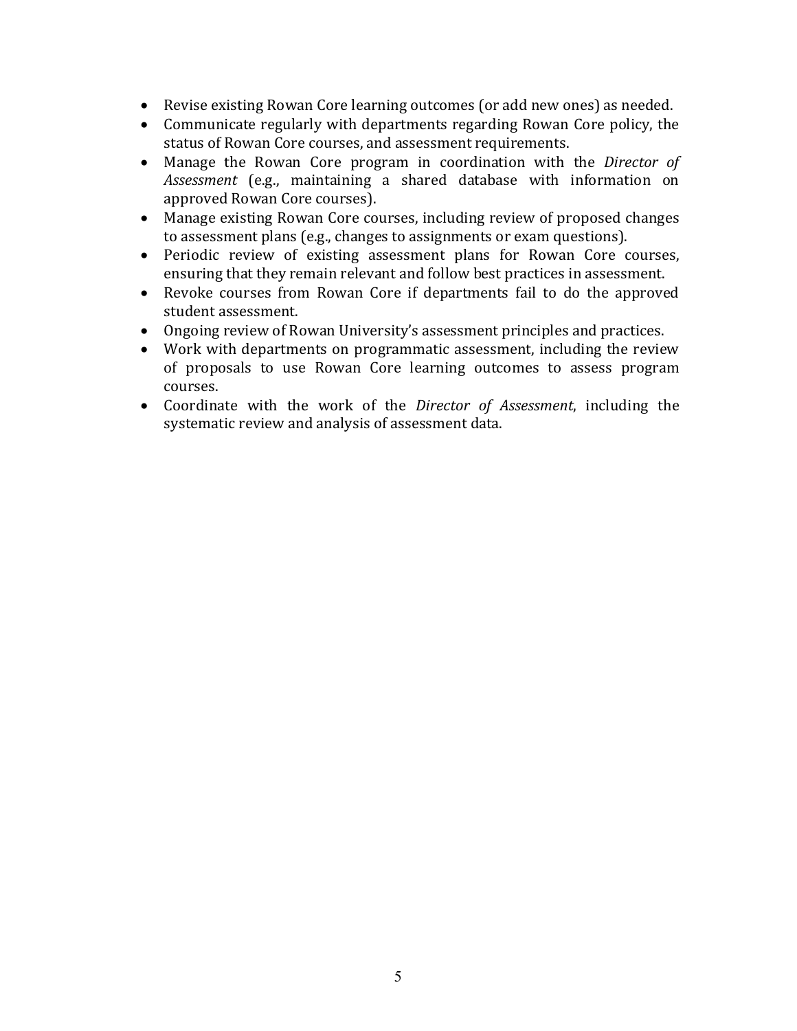- Revise existing Rowan Core learning outcomes (or add new ones) as needed.
- Communicate regularly with departments regarding Rowan Core policy, the status of Rowan Core courses, and assessment requirements.
- Manage the Rowan Core program in coordination with the *Director of Assessment* (e.g., maintaining a shared database with information on approved Rowan Core courses).
- Manage existing Rowan Core courses, including review of proposed changes to assessment plans (e.g., changes to assignments or exam questions).
- Periodic review of existing assessment plans for Rowan Core courses, ensuring that they remain relevant and follow best practices in assessment.
- Revoke courses from Rowan Core if departments fail to do the approved student assessment.
- Ongoing review of Rowan University's assessment principles and practices.
- Work with departments on programmatic assessment, including the review of proposals to use Rowan Core learning outcomes to assess program courses.
- Coordinate with the work of the *Director of Assessment*, including the systematic review and analysis of assessment data.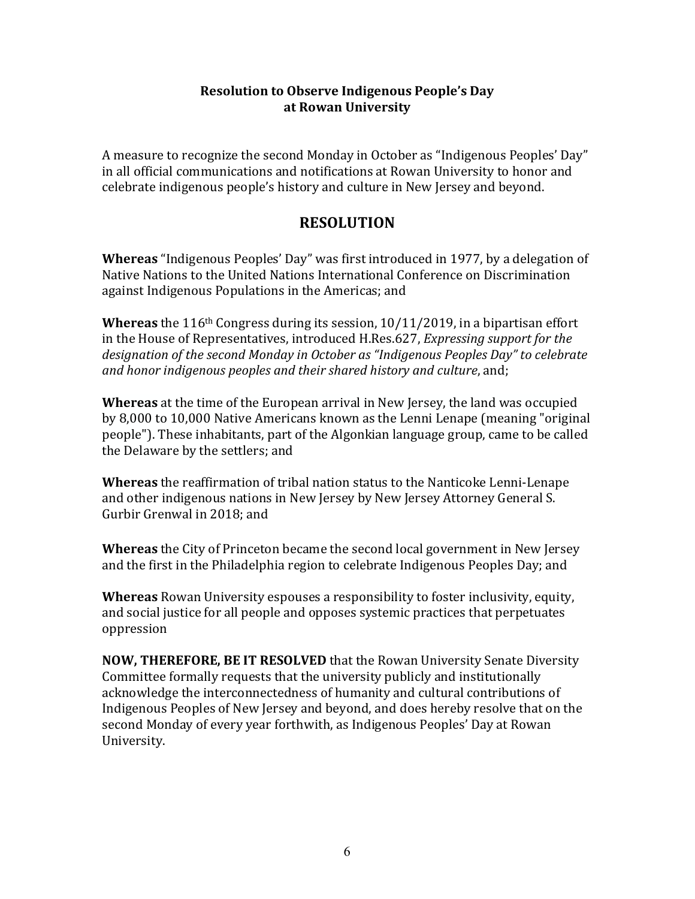**Resolution to Observe Indigenous People's Day at Rowan University**

A measure to recognize the second Monday in October as "Indigenous Peoples' Day" in all official communications and notifications at Rowan University to honor and celebrate indigenous people's history and culture in New Jersey and beyond.

## RESOLUTION

**Whereas** "Indigenous Peoples' Day" was first introduced in 1977, by a delegation of Native Nations to the United Nations International Conference on Discrimination against Indigenous Populations in the Americas; and

**Whereas** the 116th Congress during its session, 10/11/2019, in a bipartisan effort in the House of Representatives, introduced H.Res.627, *Expressing support for the designation of the second Monday in October as "Indigenous Peoples Day" to celebrate and honor indigenous peoples and their shared history and culture*, and;

**Whereas** at the time of the European arrival in New Jersey, the land was occupied by 8,000 to 10,000 Native Americans known as the Lenni Lenape (meaning "original people"). These inhabitants, part of the Algonkian language group, came to be called the Delaware by the settlers; and

**Whereas** the reaffirmation of tribal nation status to the Nanticoke Lenni-Lenape and other indigenous nations in New Jersey by New Jersey Attorney General S. Gurbir Grenwal in 2018; and

**Whereas** the City of Princeton became the second local government in New Jersey and the first in the Philadelphia region to celebrate Indigenous Peoples Day; and

**Whereas** Rowan University espouses a responsibility to foster inclusivity, equity, and social justice for all people and opposes systemic practices that perpetuates oppression

**NOW, THEREFORE, BE IT RESOLVED** that the Rowan University Senate Diversity Committee formally requests that the university publicly and institutionally acknowledge the interconnectedness of humanity and cultural contributions of Indigenous Peoples of New Jersey and beyond, and does hereby resolve that on the second Monday of every year forthwith, as Indigenous Peoples' Day at Rowan University.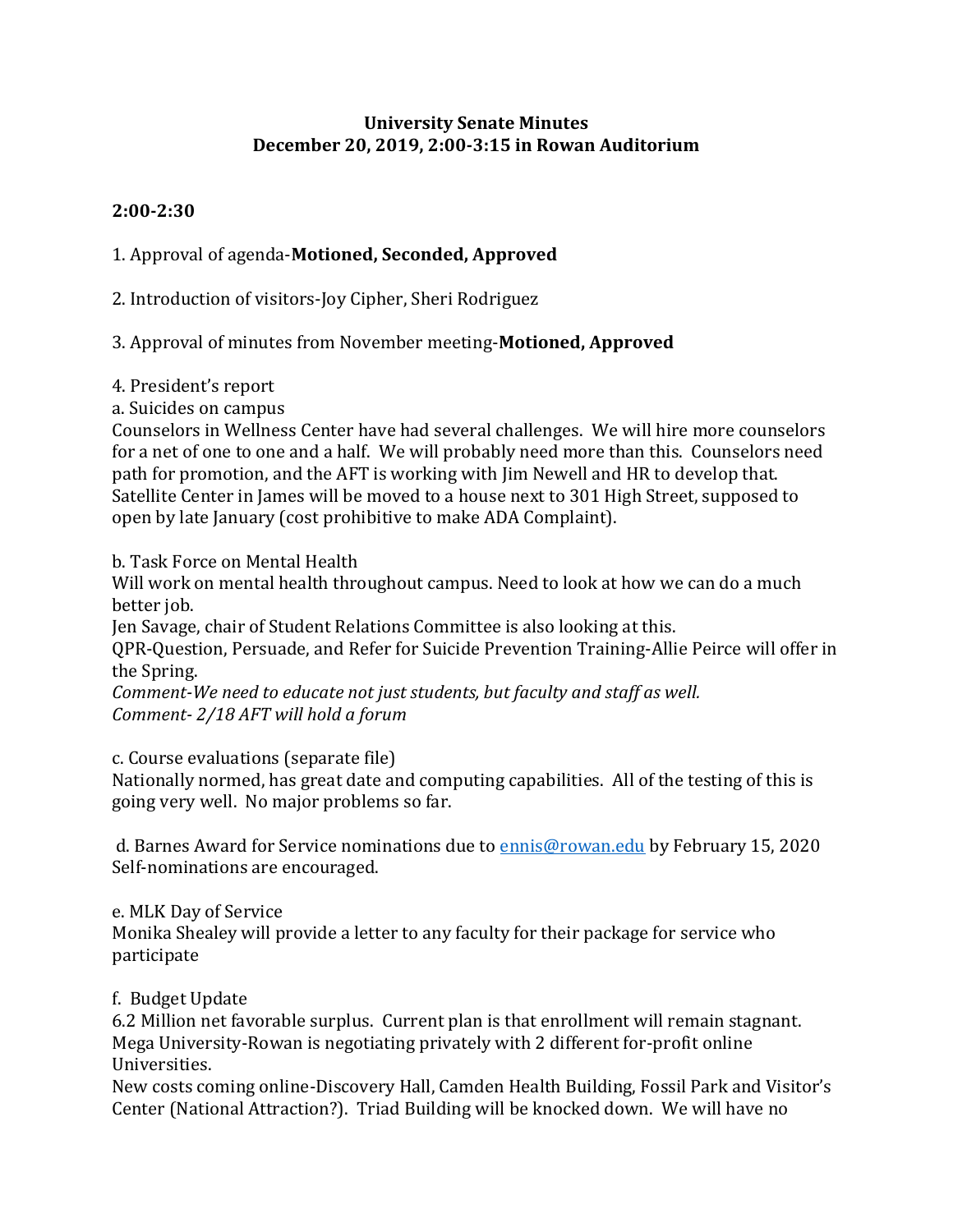# University Senate Minutes
## December 20, 2019, 2:00-3:15 in Rowan Auditorium

### 2:00-2:30

1. Approval of agenda-**Motioned, Seconded, Approved**

2. Introduction of visitors-Joy Cipher, Sheri Rodriguez

3. Approval of minutes from November meeting-**Motioned, Approved**

4. President's report

a. Suicides on campus

Counselors in Wellness Center have had several challenges. We will hire more counselors for a net of one to one and a half. We will probably need more than this. Counselors need path for promotion, and the AFT is working with Jim Newell and HR to develop that. Satellite Center in James will be moved to a house next to 301 High Street, supposed to open by late January (cost prohibitive to make ADA Complaint).

b. Task Force on Mental Health

Will work on mental health throughout campus. Need to look at how we can do a much better job.

Jen Savage, chair of Student Relations Committee is also looking at this.

QPR-Question, Persuade, and Refer for Suicide Prevention Training-Allie Peirce will offer in the Spring.

*Comment-We need to educate not just students, but faculty and staff as well.*

*Comment- 2/18 AFT will hold a forum*

c. Course evaluations (separate file)

Nationally normed, has great date and computing capabilities. All of the testing of this is going very well. No major problems so far.

d. Barnes Award for Service nominations due to [ennis@rowan.edu](mailto:ennis@rowan.edu) by February 15, 2020 Self-nominations are encouraged.

e. MLK Day of Service

Monika Shealey will provide a letter to any faculty for their package for service who participate

f. Budget Update

6.2 Million net favorable surplus. Current plan is that enrollment will remain stagnant. Mega University-Rowan is negotiating privately with 2 different for-profit online Universities.

New costs coming online-Discovery Hall, Camden Health Building, Fossil Park and Visitor's Center (National Attraction?). Triad Building will be knocked down. We will have no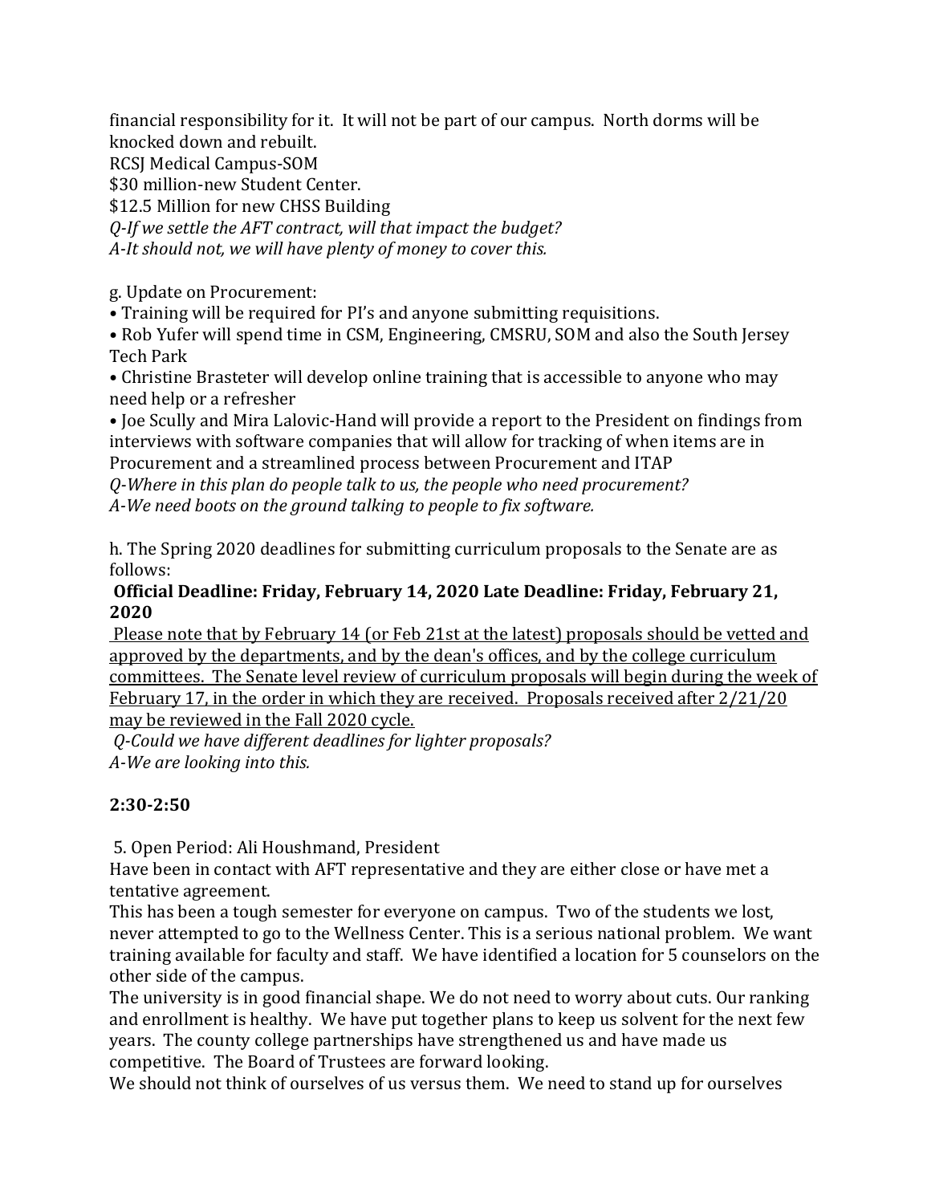financial responsibility for it. It will not be part of our campus. North dorms will be knocked down and rebuilt.
RCSJ Medical Campus-SOM
$30 million-new Student Center.
$12.5 Million for new CHSS Building
*Q-If we settle the AFT contract, will that impact the budget?*
*A-It should not, we will have plenty of money to cover this.*

g. Update on Procurement:

- Training will be required for PI's and anyone submitting requisitions.
- Rob Yufer will spend time in CSM, Engineering, CMSRU, SOM and also the South Jersey Tech Park
- Christine Brasteter will develop online training that is accessible to anyone who may need help or a refresher
- Joe Scully and Mira Lalovic-Hand will provide a report to the President on findings from interviews with software companies that will allow for tracking of when items are in Procurement and a streamlined process between Procurement and ITAP

*Q-Where in this plan do people talk to us, the people who need procurement?*
*A-We need boots on the ground talking to people to fix software.*

h. The Spring 2020 deadlines for submitting curriculum proposals to the Senate are as follows:

**Official Deadline: Friday, February 14, 2020 Late Deadline: Friday, February 21, 2020**

<u>Please note that by February 14 (or Feb 21st at the latest) proposals should be vetted and approved by the departments, and by the dean's offices, and by the college curriculum committees. The Senate level review of curriculum proposals will begin during the week of February 17, in the order in which they are received. Proposals received after 2/21/20 may be reviewed in the Fall 2020 cycle.</u>

*Q-Could we have different deadlines for lighter proposals?*
*A-We are looking into this.*

**2:30-2:50**

5. Open Period: Ali Houshmand, President

Have been in contact with AFT representative and they are either close or have met a tentative agreement.

This has been a tough semester for everyone on campus. Two of the students we lost, never attempted to go to the Wellness Center. This is a serious national problem. We want training available for faculty and staff. We have identified a location for 5 counselors on the other side of the campus.

The university is in good financial shape. We do not need to worry about cuts. Our ranking and enrollment is healthy. We have put together plans to keep us solvent for the next few years. The county college partnerships have strengthened us and have made us competitive. The Board of Trustees are forward looking.

We should not think of ourselves of us versus them. We need to stand up for ourselves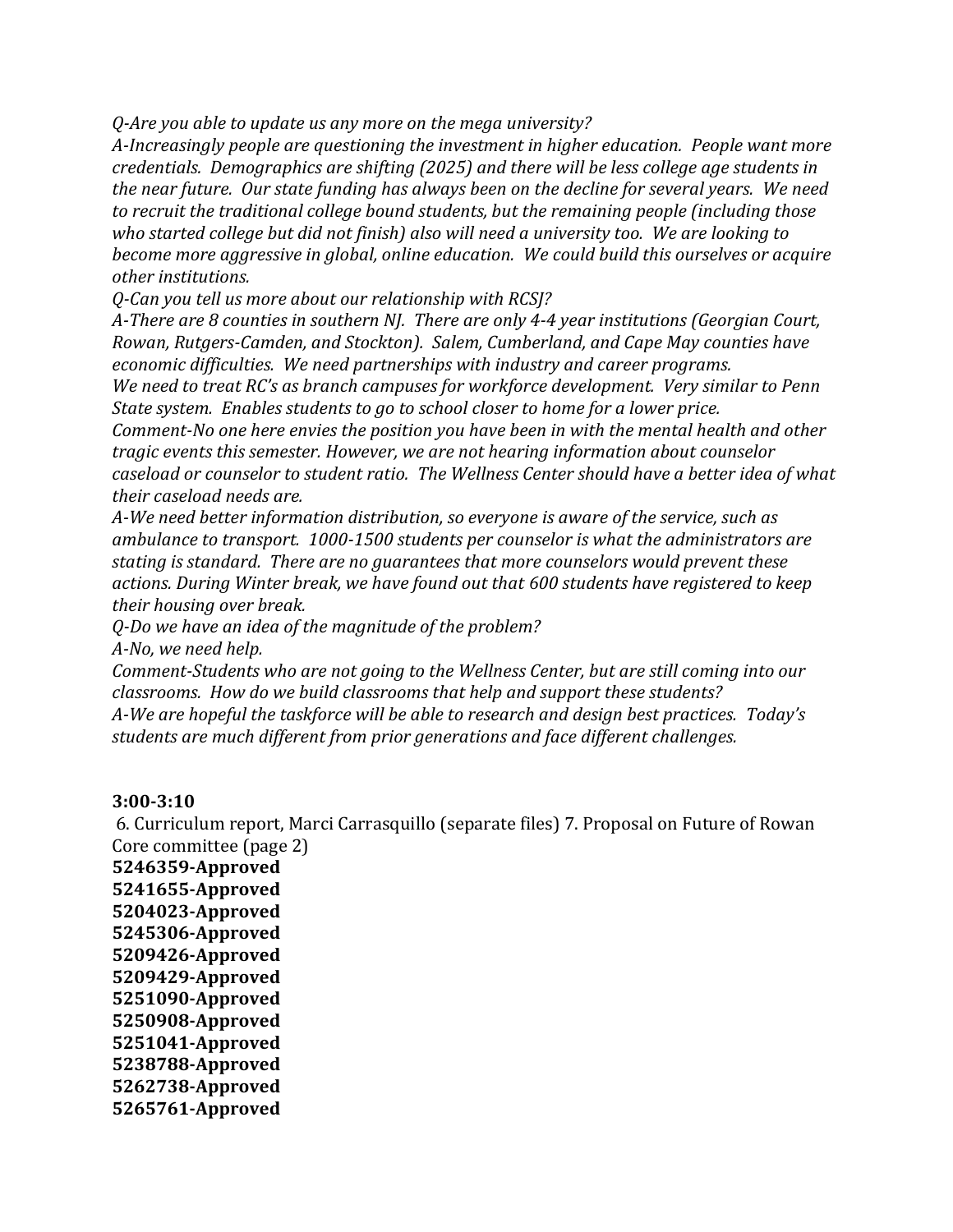*Q-Are you able to update us any more on the mega university?*
*A-Increasingly people are questioning the investment in higher education. People want more credentials. Demographics are shifting (2025) and there will be less college age students in the near future. Our state funding has always been on the decline for several years. We need to recruit the traditional college bound students, but the remaining people (including those who started college but did not finish) also will need a university too. We are looking to become more aggressive in global, online education. We could build this ourselves or acquire other institutions.*
*Q-Can you tell us more about our relationship with RCSJ?*
*A-There are 8 counties in southern NJ. There are only 4-4 year institutions (Georgian Court, Rowan, Rutgers-Camden, and Stockton). Salem, Cumberland, and Cape May counties have economic difficulties. We need partnerships with industry and career programs.*
*We need to treat RC's as branch campuses for workforce development. Very similar to Penn State system. Enables students to go to school closer to home for a lower price.*
*Comment-No one here envies the position you have been in with the mental health and other tragic events this semester. However, we are not hearing information about counselor caseload or counselor to student ratio. The Wellness Center should have a better idea of what their caseload needs are.*
*A-We need better information distribution, so everyone is aware of the service, such as ambulance to transport. 1000-1500 students per counselor is what the administrators are stating is standard. There are no guarantees that more counselors would prevent these actions. During Winter break, we have found out that 600 students have registered to keep their housing over break.*
*Q-Do we have an idea of the magnitude of the problem?*
*A-No, we need help.*
*Comment-Students who are not going to the Wellness Center, but are still coming into our classrooms. How do we build classrooms that help and support these students?*
*A-We are hopeful the taskforce will be able to research and design best practices. Today's students are much different from prior generations and face different challenges.*

**3:00-3:10**

6. Curriculum report, Marci Carrasquillo (separate files) 7. Proposal on Future of Rowan Core committee (page 2)

**5246359-Approved**
**5241655-Approved**
**5204023-Approved**
**5245306-Approved**
**5209426-Approved**
**5209429-Approved**
**5251090-Approved**
**5250908-Approved**
**5251041-Approved**
**5238788-Approved**
**5262738-Approved**
**5265761-Approved**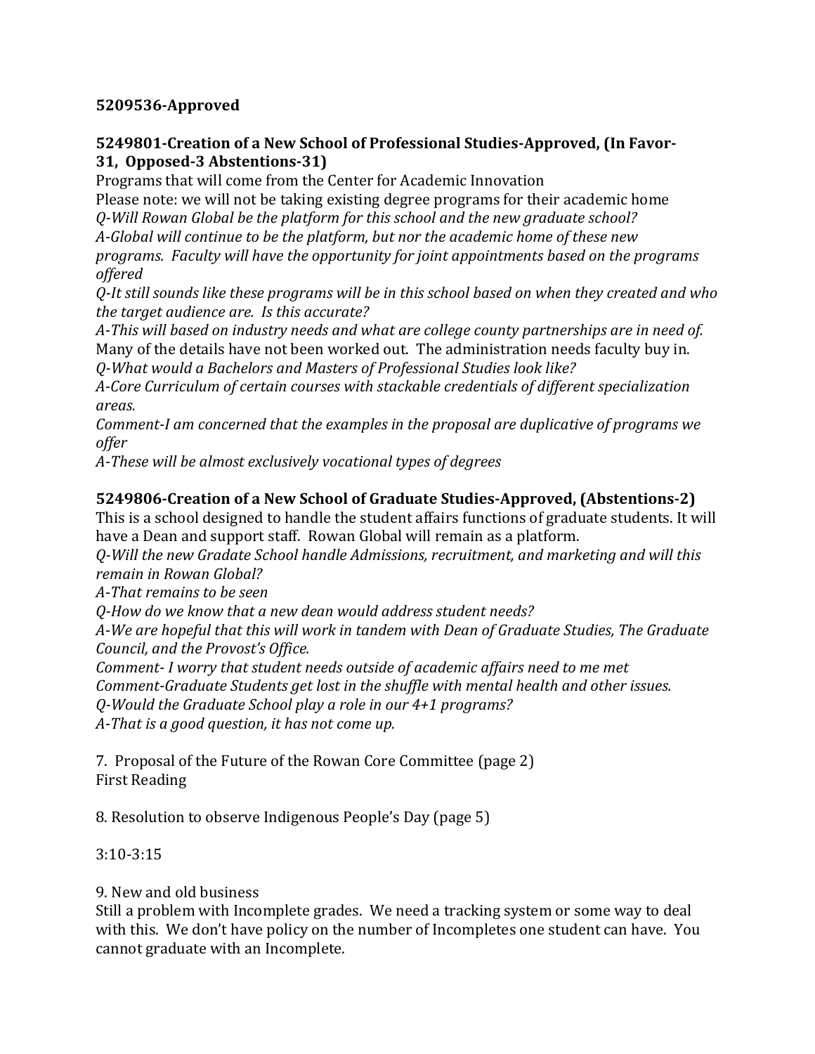**5209536-Approved**

**5249801-Creation of a New School of Professional Studies-Approved, (In Favor-31, Opposed-3 Abstentions-31)**

Programs that will come from the Center for Academic Innovation

Please note: we will not be taking existing degree programs for their academic home

*Q-Will Rowan Global be the platform for this school and the new graduate school?*

*A-Global will continue to be the platform, but nor the academic home of these new programs. Faculty will have the opportunity for joint appointments based on the programs offered*

*Q-It still sounds like these programs will be in this school based on when they created and who the target audience are. Is this accurate?*

*A-This will based on industry needs and what are college county partnerships are in need of.* Many of the details have not been worked out. The administration needs faculty buy in.

*Q-What would a Bachelors and Masters of Professional Studies look like?*

*A-Core Curriculum of certain courses with stackable credentials of different specialization areas.*

*Comment-I am concerned that the examples in the proposal are duplicative of programs we offer*

*A-These will be almost exclusively vocational types of degrees*

**5249806-Creation of a New School of Graduate Studies-Approved, (Abstentions-2)**

This is a school designed to handle the student affairs functions of graduate students. It will have a Dean and support staff. Rowan Global will remain as a platform.

*Q-Will the new Gradate School handle Admissions, recruitment, and marketing and will this remain in Rowan Global?*

*A-That remains to be seen*

*Q-How do we know that a new dean would address student needs?*

*A-We are hopeful that this will work in tandem with Dean of Graduate Studies, The Graduate Council, and the Provost's Office.*

*Comment- I worry that student needs outside of academic affairs need to me met*

*Comment-Graduate Students get lost in the shuffle with mental health and other issues.*

*Q-Would the Graduate School play a role in our 4+1 programs?*

*A-That is a good question, it has not come up.*

7. Proposal of the Future of the Rowan Core Committee (page 2)
First Reading

8. Resolution to observe Indigenous People's Day (page 5)

3:10-3:15

9. New and old business
Still a problem with Incomplete grades. We need a tracking system or some way to deal with this. We don't have policy on the number of Incompletes one student can have. You cannot graduate with an Incomplete.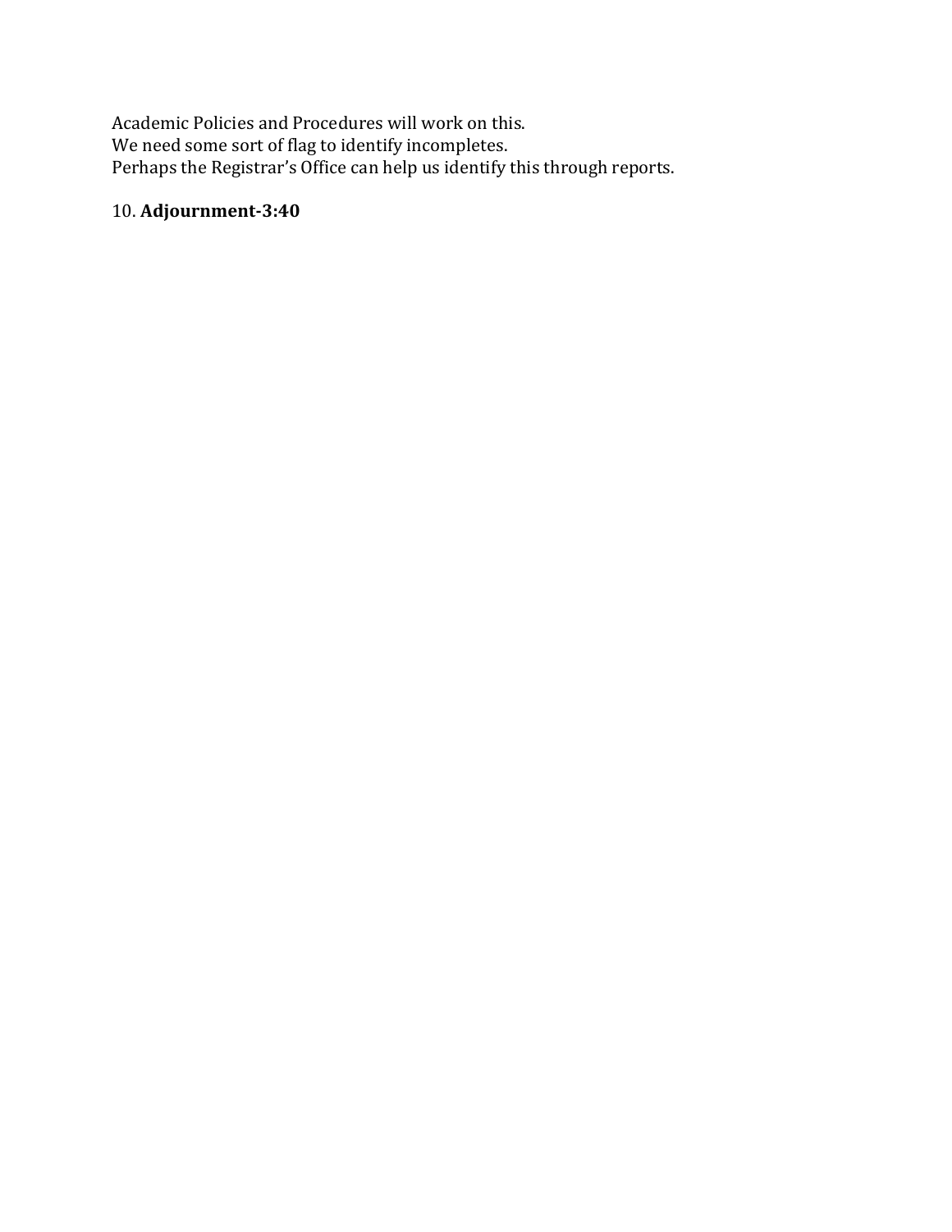Academic Policies and Procedures will work on this.
We need some sort of flag to identify incompletes.
Perhaps the Registrar's Office can help us identify this through reports.

10. **Adjournment-3:40**